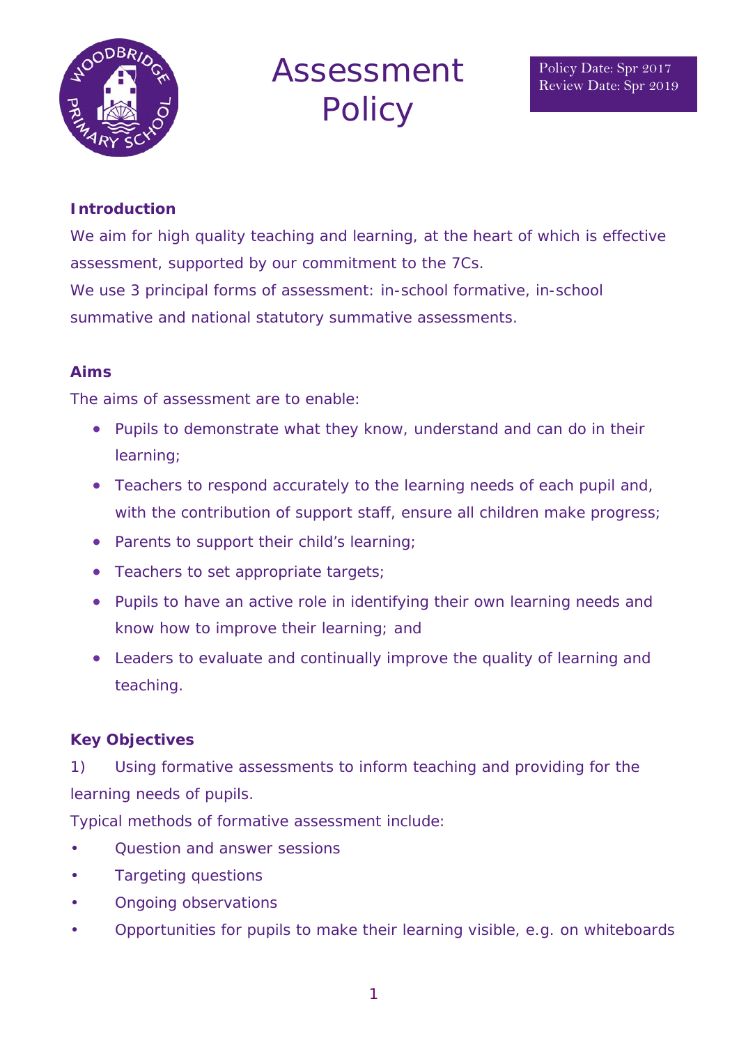# Assessment Policy

Policy Date: Spr 2017
Review Date: Spr 2019

**Introduction**

We aim for high quality teaching and learning, at the heart of which is effective assessment, supported by our commitment to the 7Cs.

We use 3 principal forms of assessment: in-school formative, in-school summative and national statutory summative assessments.

**Aims**

The aims of assessment are to enable:

- Pupils to demonstrate what they know, understand and can do in their learning;
- Teachers to respond accurately to the learning needs of each pupil and, with the contribution of support staff, ensure all children make progress;
- Parents to support their child's learning;
- Teachers to set appropriate targets;
- Pupils to have an active role in identifying their own learning needs and know how to improve their learning; and
- Leaders to evaluate and continually improve the quality of learning and teaching.

**Key Objectives**

1) Using formative assessments to inform teaching and providing for the learning needs of pupils.

Typical methods of formative assessment include:

- Question and answer sessions
- Targeting questions
- Ongoing observations
- Opportunities for pupils to make their learning visible, e.g. on whiteboards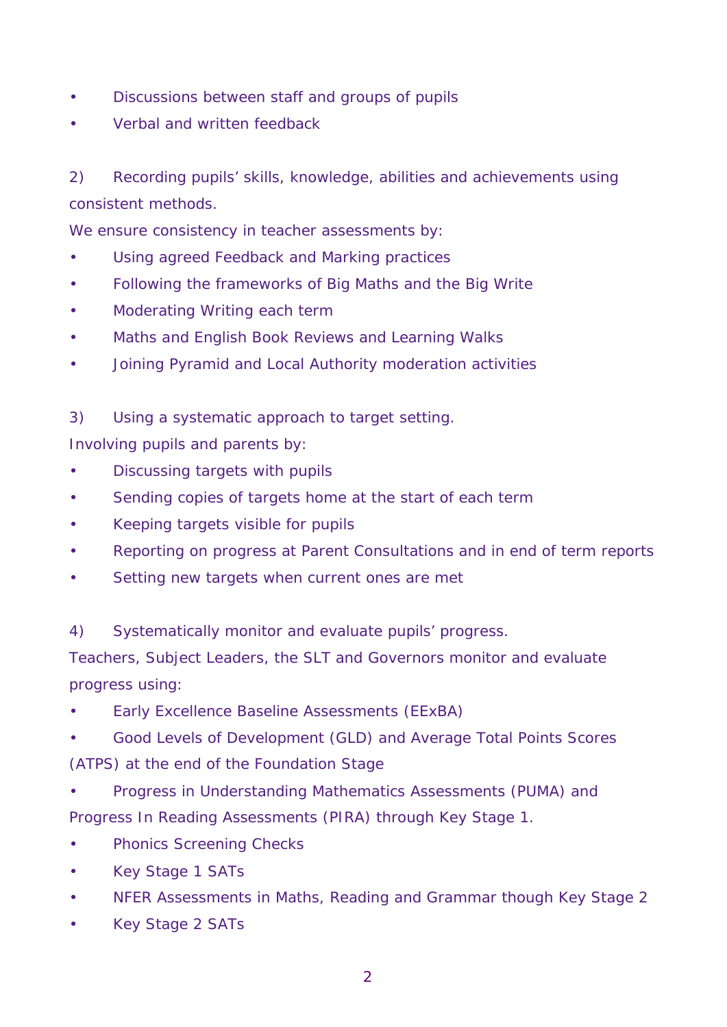- Discussions between staff and groups of pupils
- Verbal and written feedback

2) Recording pupils' skills, knowledge, abilities and achievements using consistent methods.

We ensure consistency in teacher assessments by:

- Using agreed Feedback and Marking practices
- Following the frameworks of Big Maths and the Big Write
- Moderating Writing each term
- Maths and English Book Reviews and Learning Walks
- Joining Pyramid and Local Authority moderation activities

3) Using a systematic approach to target setting.

Involving pupils and parents by:

- Discussing targets with pupils
- Sending copies of targets home at the start of each term
- Keeping targets visible for pupils
- Reporting on progress at Parent Consultations and in end of term reports
- Setting new targets when current ones are met

4) Systematically monitor and evaluate pupils' progress.

Teachers, Subject Leaders, the SLT and Governors monitor and evaluate progress using:

- Early Excellence Baseline Assessments (EExBA)
- Good Levels of Development (GLD) and Average Total Points Scores (ATPS) at the end of the Foundation Stage
- Progress in Understanding Mathematics Assessments (PUMA) and Progress In Reading Assessments (PIRA) through Key Stage 1.
- Phonics Screening Checks
- Key Stage 1 SATs
- NFER Assessments in Maths, Reading and Grammar though Key Stage 2
- Key Stage 2 SATs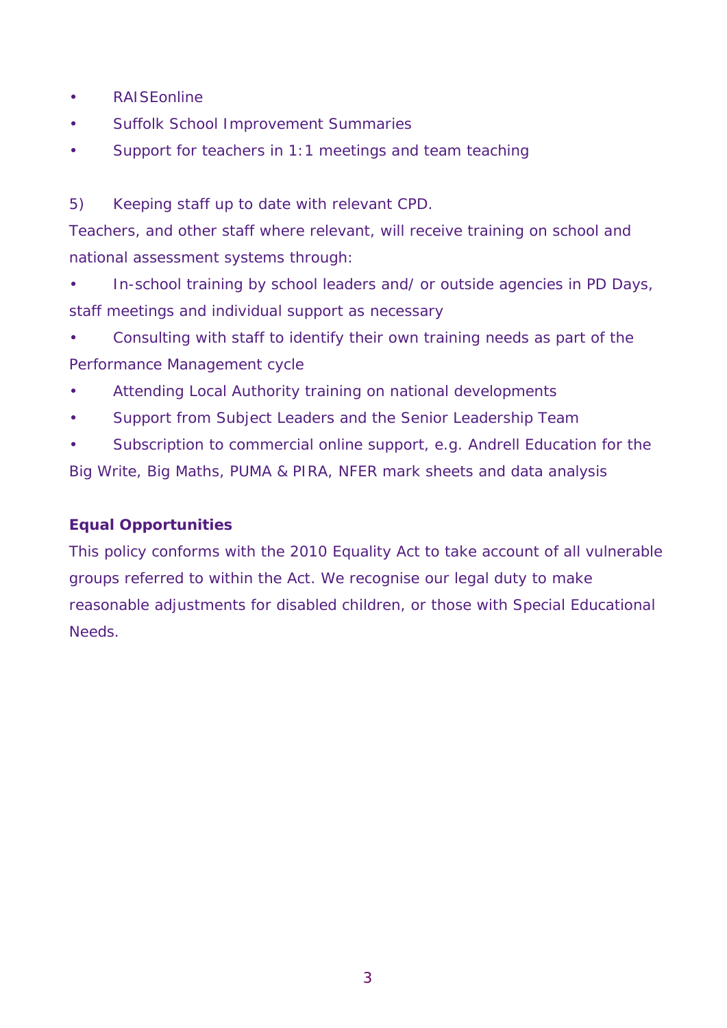- RAISEonline
- Suffolk School Improvement Summaries
- Support for teachers in 1:1 meetings and team teaching

5) Keeping staff up to date with relevant CPD.

Teachers, and other staff where relevant, will receive training on school and national assessment systems through:

- In-school training by school leaders and/ or outside agencies in PD Days, staff meetings and individual support as necessary
- Consulting with staff to identify their own training needs as part of the Performance Management cycle
- Attending Local Authority training on national developments
- Support from Subject Leaders and the Senior Leadership Team
- Subscription to commercial online support, e.g. Andrell Education for the Big Write, Big Maths, PUMA & PIRA, NFER mark sheets and data analysis

**Equal Opportunities**

This policy conforms with the 2010 Equality Act to take account of all vulnerable groups referred to within the Act. We recognise our legal duty to make reasonable adjustments for disabled children, or those with Special Educational Needs.